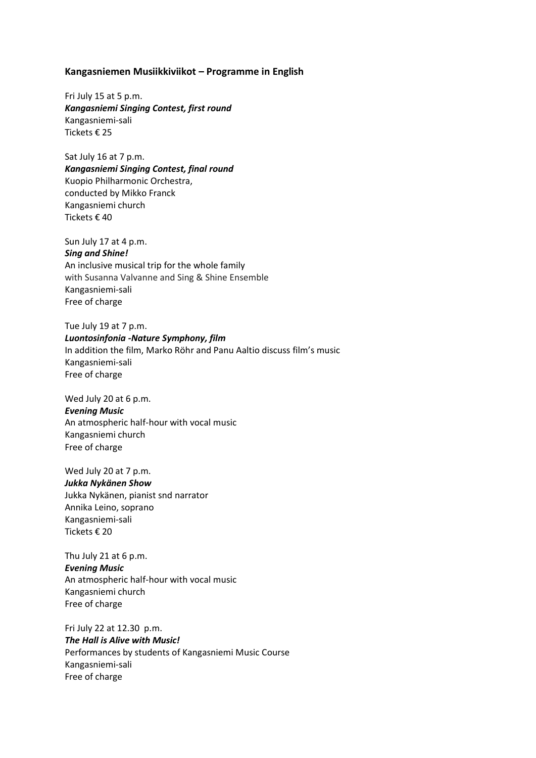**Kangasniemen Musiikkiviikot – Programme in English**

Fri July 15 at 5 p.m.
***Kangasniemi Singing Contest, first round***
Kangasniemi-sali
Tickets € 25

Sat July 16 at 7 p.m.
***Kangasniemi Singing Contest, final round***
Kuopio Philharmonic Orchestra,
conducted by Mikko Franck
Kangasniemi church
Tickets € 40

Sun July 17 at 4 p.m.
***Sing and Shine!***
An inclusive musical trip for the whole family
with Susanna Valvanne and Sing & Shine Ensemble
Kangasniemi-sali
Free of charge

Tue July 19 at 7 p.m.
***Luontosinfonia -Nature Symphony, film***
In addition the film, Marko Röhr and Panu Aaltio discuss film's music
Kangasniemi-sali
Free of charge

Wed July 20 at 6 p.m.
***Evening Music***
An atmospheric half-hour with vocal music
Kangasniemi church
Free of charge

Wed July 20 at 7 p.m.
***Jukka Nykänen Show***
Jukka Nykänen, pianist snd narrator
Annika Leino, soprano
Kangasniemi-sali
Tickets € 20

Thu July 21 at 6 p.m.
***Evening Music***
An atmospheric half-hour with vocal music
Kangasniemi church
Free of charge

Fri July 22 at 12.30 p.m.
***The Hall is Alive with Music!***
Performances by students of Kangasniemi Music Course
Kangasniemi-sali
Free of charge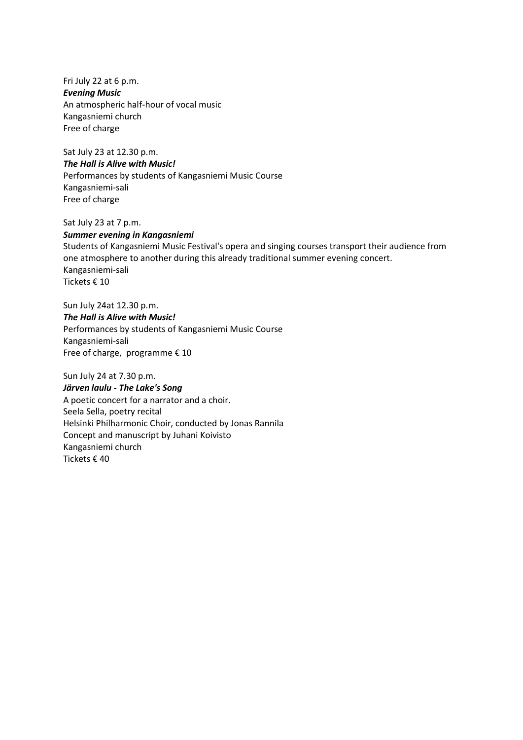Fri July 22 at 6 p.m.
***Evening Music***
An atmospheric half-hour of vocal music
Kangasniemi church
Free of charge

Sat July 23 at 12.30 p.m.
***The Hall is Alive with Music!***
Performances by students of Kangasniemi Music Course
Kangasniemi-sali
Free of charge

Sat July 23 at 7 p.m.
***Summer evening in Kangasniemi***
Students of Kangasniemi Music Festival's opera and singing courses transport their audience from one atmosphere to another during this already traditional summer evening concert.
Kangasniemi-sali
Tickets € 10

Sun July 24at 12.30 p.m.
***The Hall is Alive with Music!***
Performances by students of Kangasniemi Music Course
Kangasniemi-sali
Free of charge, programme € 10

Sun July 24 at 7.30 p.m.
***Järven laulu - The Lake's Song***
A poetic concert for a narrator and a choir.
Seela Sella, poetry recital
Helsinki Philharmonic Choir, conducted by Jonas Rannila
Concept and manuscript by Juhani Koivisto
Kangasniemi church
Tickets € 40